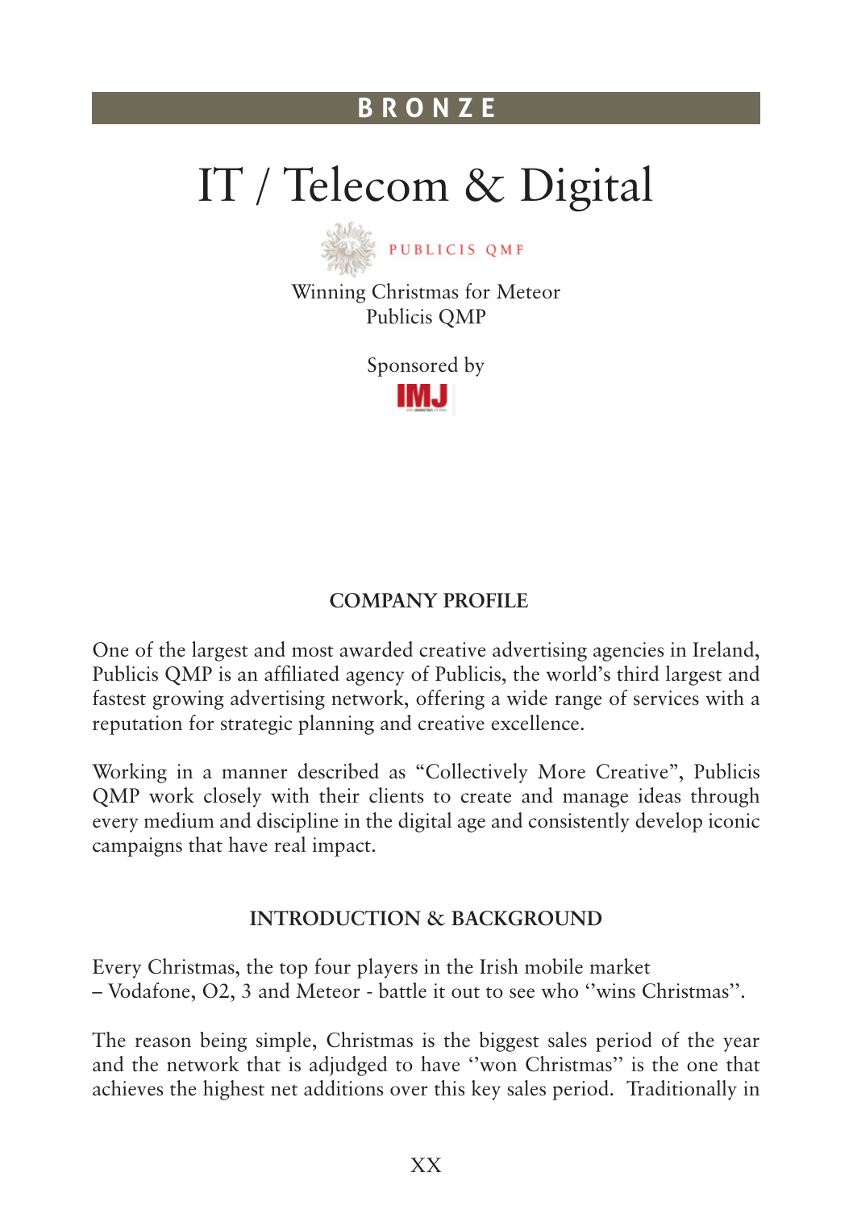BRONZE

# IT / Telecom & Digital

PUBLICIS QMP

Winning Christmas for Meteor
Publicis QMP

Sponsored by

IMJ

## COMPANY PROFILE

One of the largest and most awarded creative advertising agencies in Ireland, Publicis QMP is an affiliated agency of Publicis, the world's third largest and fastest growing advertising network, offering a wide range of services with a reputation for strategic planning and creative excellence.

Working in a manner described as "Collectively More Creative", Publicis QMP work closely with their clients to create and manage ideas through every medium and discipline in the digital age and consistently develop iconic campaigns that have real impact.

## INTRODUCTION & BACKGROUND

Every Christmas, the top four players in the Irish mobile market – Vodafone, O2, 3 and Meteor - battle it out to see who ''wins Christmas''.

The reason being simple, Christmas is the biggest sales period of the year and the network that is adjudged to have ''won Christmas'' is the one that achieves the highest net additions over this key sales period. Traditionally in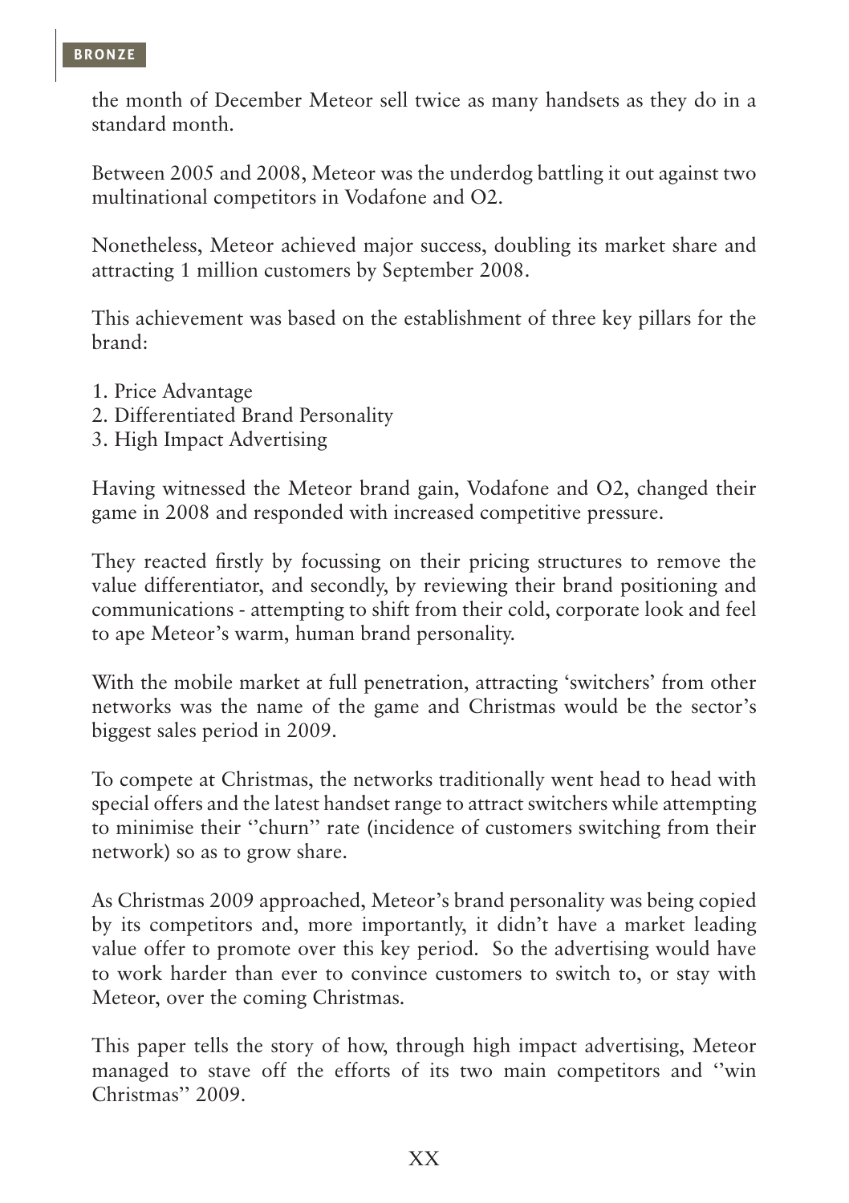the month of December Meteor sell twice as many handsets as they do in a standard month.

Between 2005 and 2008, Meteor was the underdog battling it out against two multinational competitors in Vodafone and O2.

Nonetheless, Meteor achieved major success, doubling its market share and attracting 1 million customers by September 2008.

This achievement was based on the establishment of three key pillars for the brand:

1. Price Advantage
2. Differentiated Brand Personality
3. High Impact Advertising

Having witnessed the Meteor brand gain, Vodafone and O2, changed their game in 2008 and responded with increased competitive pressure.

They reacted firstly by focussing on their pricing structures to remove the value differentiator, and secondly, by reviewing their brand positioning and communications - attempting to shift from their cold, corporate look and feel to ape Meteor's warm, human brand personality.

With the mobile market at full penetration, attracting 'switchers' from other networks was the name of the game and Christmas would be the sector's biggest sales period in 2009.

To compete at Christmas, the networks traditionally went head to head with special offers and the latest handset range to attract switchers while attempting to minimise their ''churn'' rate (incidence of customers switching from their network) so as to grow share.

As Christmas 2009 approached, Meteor's brand personality was being copied by its competitors and, more importantly, it didn't have a market leading value offer to promote over this key period. So the advertising would have to work harder than ever to convince customers to switch to, or stay with Meteor, over the coming Christmas.

This paper tells the story of how, through high impact advertising, Meteor managed to stave off the efforts of its two main competitors and ''win Christmas'' 2009.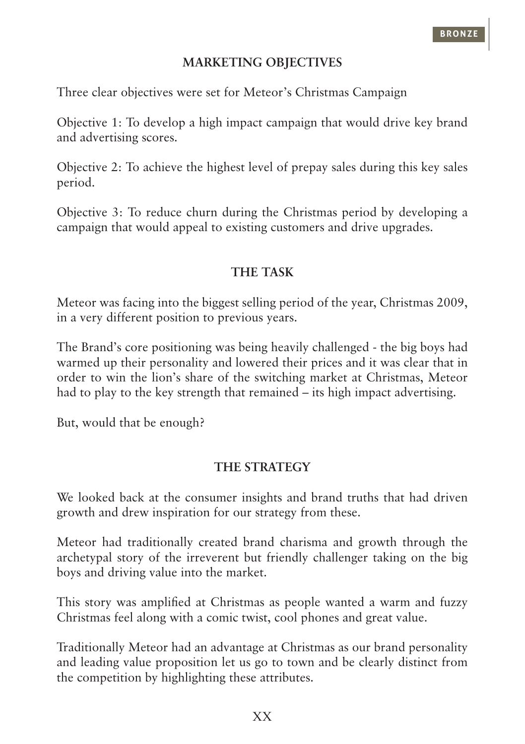## MARKETING OBJECTIVES

Three clear objectives were set for Meteor's Christmas Campaign

Objective 1: To develop a high impact campaign that would drive key brand and advertising scores.

Objective 2: To achieve the highest level of prepay sales during this key sales period.

Objective 3: To reduce churn during the Christmas period by developing a campaign that would appeal to existing customers and drive upgrades.

## THE TASK

Meteor was facing into the biggest selling period of the year, Christmas 2009, in a very different position to previous years.

The Brand's core positioning was being heavily challenged - the big boys had warmed up their personality and lowered their prices and it was clear that in order to win the lion's share of the switching market at Christmas, Meteor had to play to the key strength that remained – its high impact advertising.

But, would that be enough?

## THE STRATEGY

We looked back at the consumer insights and brand truths that had driven growth and drew inspiration for our strategy from these.

Meteor had traditionally created brand charisma and growth through the archetypal story of the irreverent but friendly challenger taking on the big boys and driving value into the market.

This story was amplified at Christmas as people wanted a warm and fuzzy Christmas feel along with a comic twist, cool phones and great value.

Traditionally Meteor had an advantage at Christmas as our brand personality and leading value proposition let us go to town and be clearly distinct from the competition by highlighting these attributes.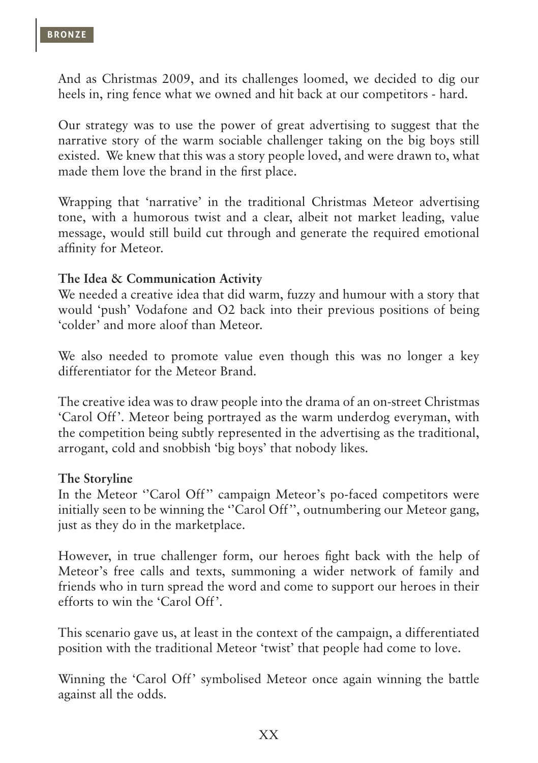And as Christmas 2009, and its challenges loomed, we decided to dig our heels in, ring fence what we owned and hit back at our competitors - hard.

Our strategy was to use the power of great advertising to suggest that the narrative story of the warm sociable challenger taking on the big boys still existed. We knew that this was a story people loved, and were drawn to, what made them love the brand in the first place.

Wrapping that 'narrative' in the traditional Christmas Meteor advertising tone, with a humorous twist and a clear, albeit not market leading, value message, would still build cut through and generate the required emotional affinity for Meteor.

**The Idea & Communication Activity**

We needed a creative idea that did warm, fuzzy and humour with a story that would 'push' Vodafone and O2 back into their previous positions of being 'colder' and more aloof than Meteor.

We also needed to promote value even though this was no longer a key differentiator for the Meteor Brand.

The creative idea was to draw people into the drama of an on-street Christmas 'Carol Off'. Meteor being portrayed as the warm underdog everyman, with the competition being subtly represented in the advertising as the traditional, arrogant, cold and snobbish 'big boys' that nobody likes.

**The Storyline**

In the Meteor ''Carol Off'' campaign Meteor's po-faced competitors were initially seen to be winning the ''Carol Off'', outnumbering our Meteor gang, just as they do in the marketplace.

However, in true challenger form, our heroes fight back with the help of Meteor's free calls and texts, summoning a wider network of family and friends who in turn spread the word and come to support our heroes in their efforts to win the 'Carol Off'.

This scenario gave us, at least in the context of the campaign, a differentiated position with the traditional Meteor 'twist' that people had come to love.

Winning the 'Carol Off' symbolised Meteor once again winning the battle against all the odds.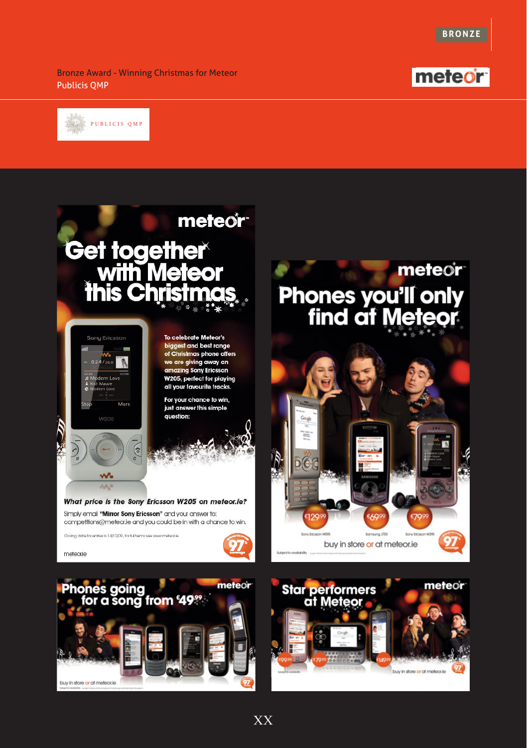BRONZE

Bronze Award - Winning Christmas for Meteor
Publicis QMP

meteor

PUBLICIS QMP

meteor

# Get together with Meteor this Christmas

To celebrate Meteor's biggest and best range of Christmas phone offers we are giving away an amazing Sony Ericsson W205, perfect for playing all your favourite tracks.

For your chance to win, just answer this simple question:

***What price is the Sony Ericsson W205 on meteor.ie?***

Simply email **"Mirror Sony Ericsson"** and your answer to: competitions@meteor.ie and you could be in with a chance to win.

Closing date for entries is 14/12/09, for full terms see www.meteor.ie

meteor.ie

meteor

# Phones you'll only find at Meteor

€129.99 Sony Ericsson W595
€69.99 Samsung J700
€79.99 Sony Ericsson W395

buy in store or at meteor.ie

Subject to availability

meteor

# Phones going for a song from €49.99

buy in store or at meteor.ie

meteor

# Star performers at Meteor

€99.99 €79.99 €149.99

buy in store or at meteor.ie

XX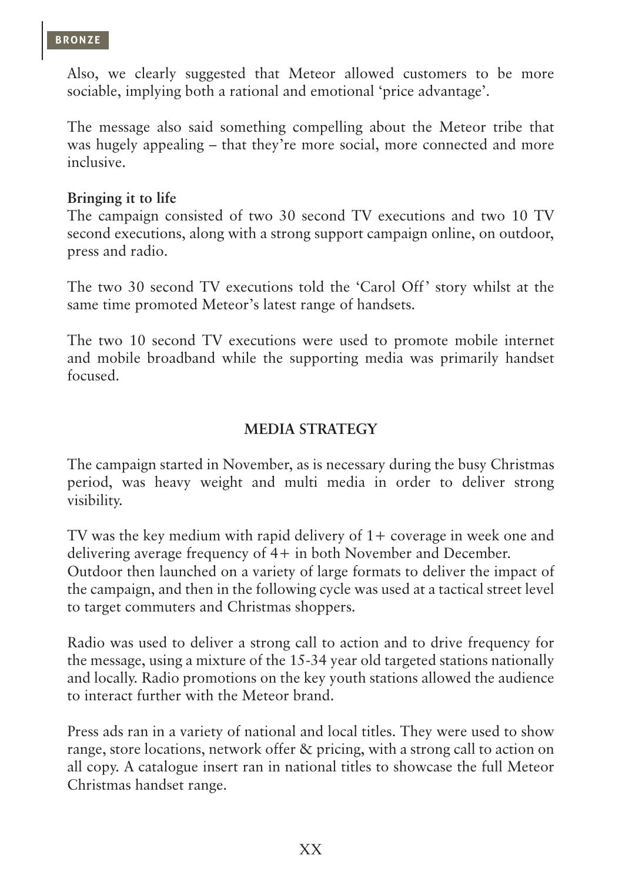Also, we clearly suggested that Meteor allowed customers to be more sociable, implying both a rational and emotional 'price advantage'.

The message also said something compelling about the Meteor tribe that was hugely appealing – that they're more social, more connected and more inclusive.

**Bringing it to life**

The campaign consisted of two 30 second TV executions and two 10 TV second executions, along with a strong support campaign online, on outdoor, press and radio.

The two 30 second TV executions told the 'Carol Off' story whilst at the same time promoted Meteor's latest range of handsets.

The two 10 second TV executions were used to promote mobile internet and mobile broadband while the supporting media was primarily handset focused.

## MEDIA STRATEGY

The campaign started in November, as is necessary during the busy Christmas period, was heavy weight and multi media in order to deliver strong visibility.

TV was the key medium with rapid delivery of 1+ coverage in week one and delivering average frequency of 4+ in both November and December.
Outdoor then launched on a variety of large formats to deliver the impact of the campaign, and then in the following cycle was used at a tactical street level to target commuters and Christmas shoppers.

Radio was used to deliver a strong call to action and to drive frequency for the message, using a mixture of the 15-34 year old targeted stations nationally and locally. Radio promotions on the key youth stations allowed the audience to interact further with the Meteor brand.

Press ads ran in a variety of national and local titles. They were used to show range, store locations, network offer & pricing, with a strong call to action on all copy. A catalogue insert ran in national titles to showcase the full Meteor Christmas handset range.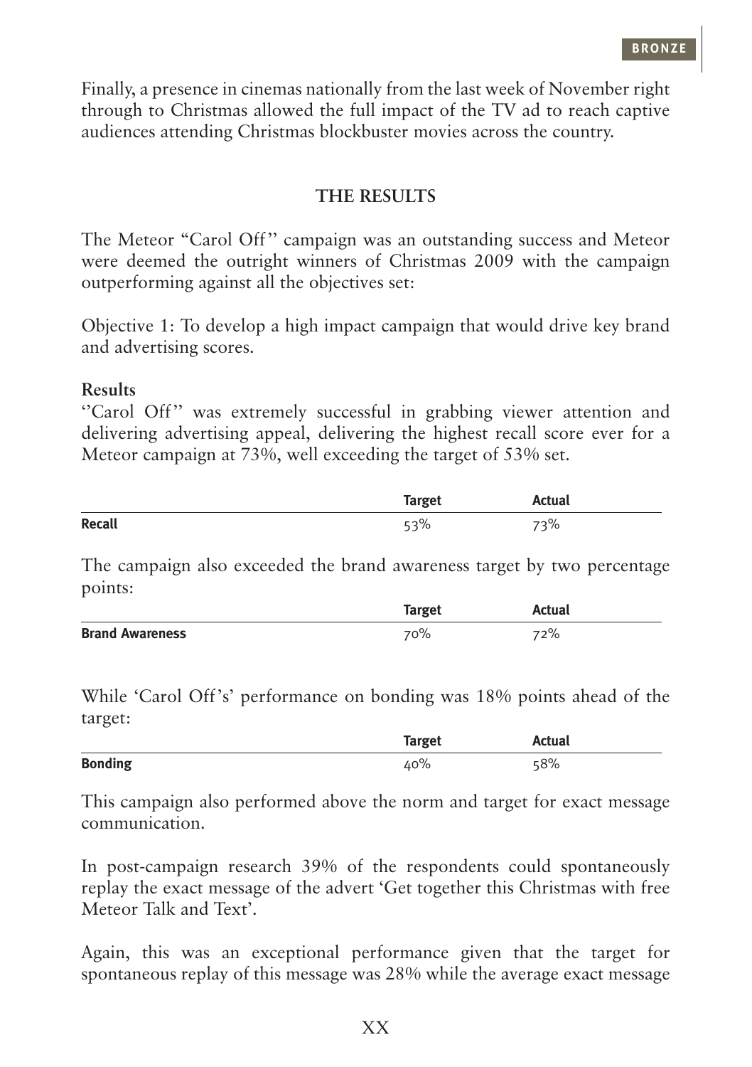Finally, a presence in cinemas nationally from the last week of November right through to Christmas allowed the full impact of the TV ad to reach captive audiences attending Christmas blockbuster movies across the country.

## THE RESULTS

The Meteor "Carol Off" campaign was an outstanding success and Meteor were deemed the outright winners of Christmas 2009 with the campaign outperforming against all the objectives set:

Objective 1: To develop a high impact campaign that would drive key brand and advertising scores.

**Results**

''Carol Off'' was extremely successful in grabbing viewer attention and delivering advertising appeal, delivering the highest recall score ever for a Meteor campaign at 73%, well exceeding the target of 53% set.

| | Target | Actual |
|---|---|---|
| **Recall** | 53% | 73% |

The campaign also exceeded the brand awareness target by two percentage points:

| | Target | Actual |
|---|---|---|
| **Brand Awareness** | 70% | 72% |

While 'Carol Off's' performance on bonding was 18% points ahead of the target:

| | Target | Actual |
|---|---|---|
| **Bonding** | 40% | 58% |

This campaign also performed above the norm and target for exact message communication.

In post-campaign research 39% of the respondents could spontaneously replay the exact message of the advert 'Get together this Christmas with free Meteor Talk and Text'.

Again, this was an exceptional performance given that the target for spontaneous replay of this message was 28% while the average exact message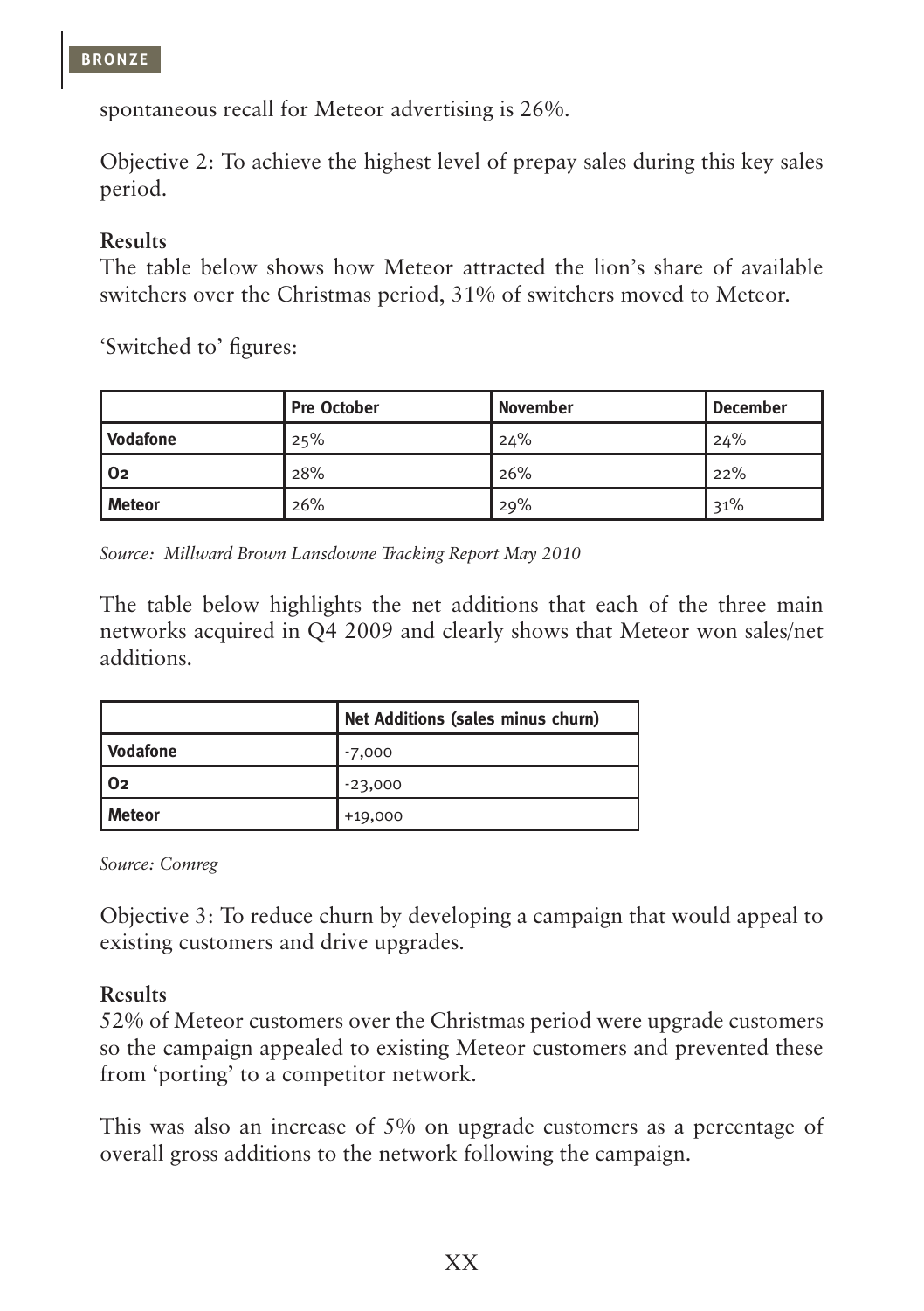spontaneous recall for Meteor advertising is 26%.

Objective 2: To achieve the highest level of prepay sales during this key sales period.

**Results**

The table below shows how Meteor attracted the lion's share of available switchers over the Christmas period, 31% of switchers moved to Meteor.

'Switched to' figures:

| | Pre October | November | December |
|---|---|---|---|
| **Vodafone** | 25% | 24% | 24% |
| **O2** | 28% | 26% | 22% |
| **Meteor** | 26% | 29% | 31% |

*Source: Millward Brown Lansdowne Tracking Report May 2010*

The table below highlights the net additions that each of the three main networks acquired in Q4 2009 and clearly shows that Meteor won sales/net additions.

| | Net Additions (sales minus churn) |
|---|---|
| **Vodafone** | -7,000 |
| **O2** | -23,000 |
| **Meteor** | +19,000 |

*Source: Comreg*

Objective 3: To reduce churn by developing a campaign that would appeal to existing customers and drive upgrades.

**Results**

52% of Meteor customers over the Christmas period were upgrade customers so the campaign appealed to existing Meteor customers and prevented these from 'porting' to a competitor network.

This was also an increase of 5% on upgrade customers as a percentage of overall gross additions to the network following the campaign.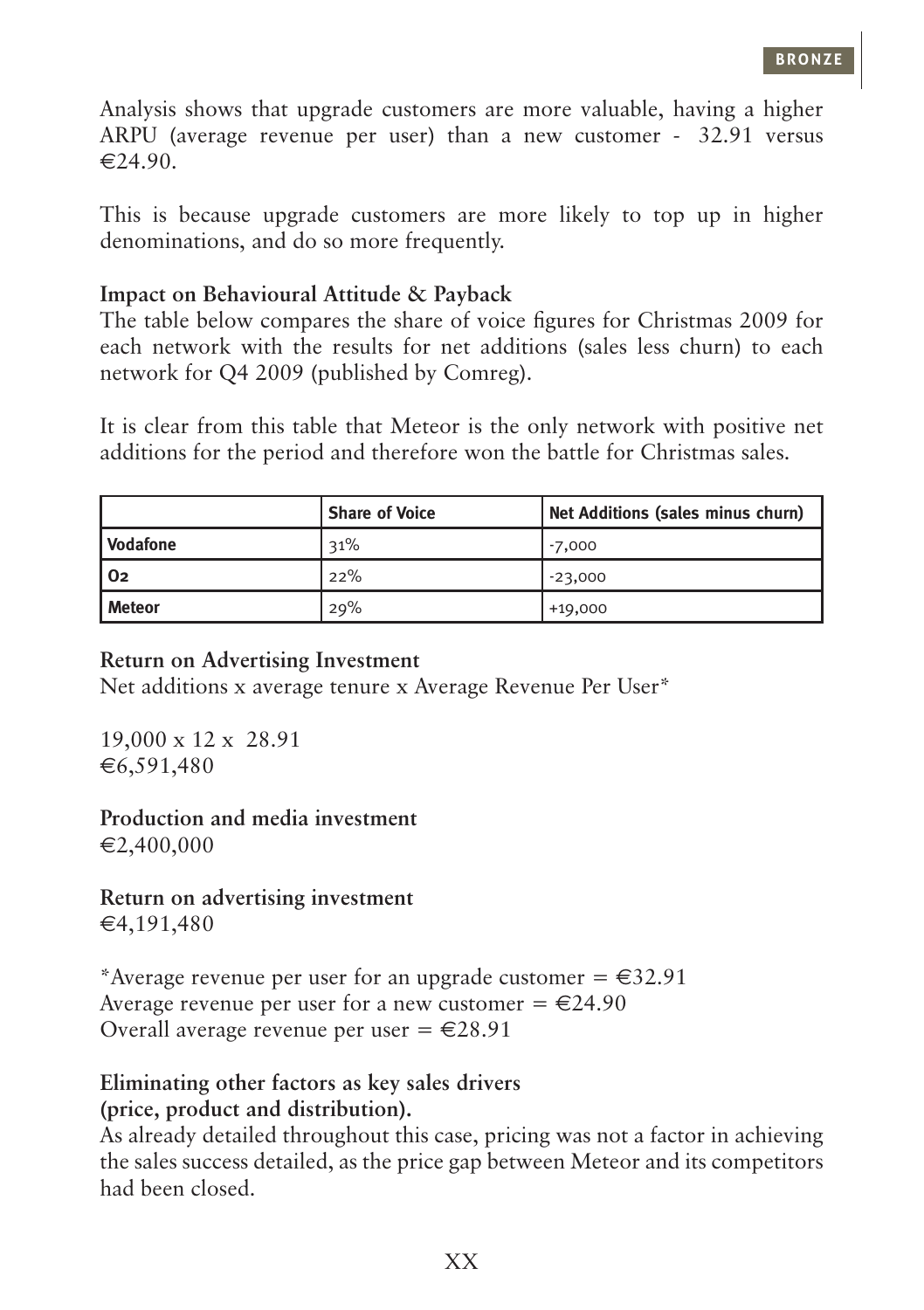Analysis shows that upgrade customers are more valuable, having a higher ARPU (average revenue per user) than a new customer - 32.91 versus €24.90.

This is because upgrade customers are more likely to top up in higher denominations, and do so more frequently.

**Impact on Behavioural Attitude & Payback**
The table below compares the share of voice figures for Christmas 2009 for each network with the results for net additions (sales less churn) to each network for Q4 2009 (published by Comreg).

It is clear from this table that Meteor is the only network with positive net additions for the period and therefore won the battle for Christmas sales.

| | Share of Voice | Net Additions (sales minus churn) |
|---|---|---|
| **Vodafone** | 31% | -7,000 |
| **O2** | 22% | -23,000 |
| **Meteor** | 29% | +19,000 |

**Return on Advertising Investment**
Net additions x average tenure x Average Revenue Per User*

19,000 x 12 x 28.91
€6,591,480

**Production and media investment**
€2,400,000

**Return on advertising investment**
€4,191,480

*Average revenue per user for an upgrade customer = €32.91
Average revenue per user for a new customer = €24.90
Overall average revenue per user = €28.91

**Eliminating other factors as key sales drivers**
**(price, product and distribution).**
As already detailed throughout this case, pricing was not a factor in achieving the sales success detailed, as the price gap between Meteor and its competitors had been closed.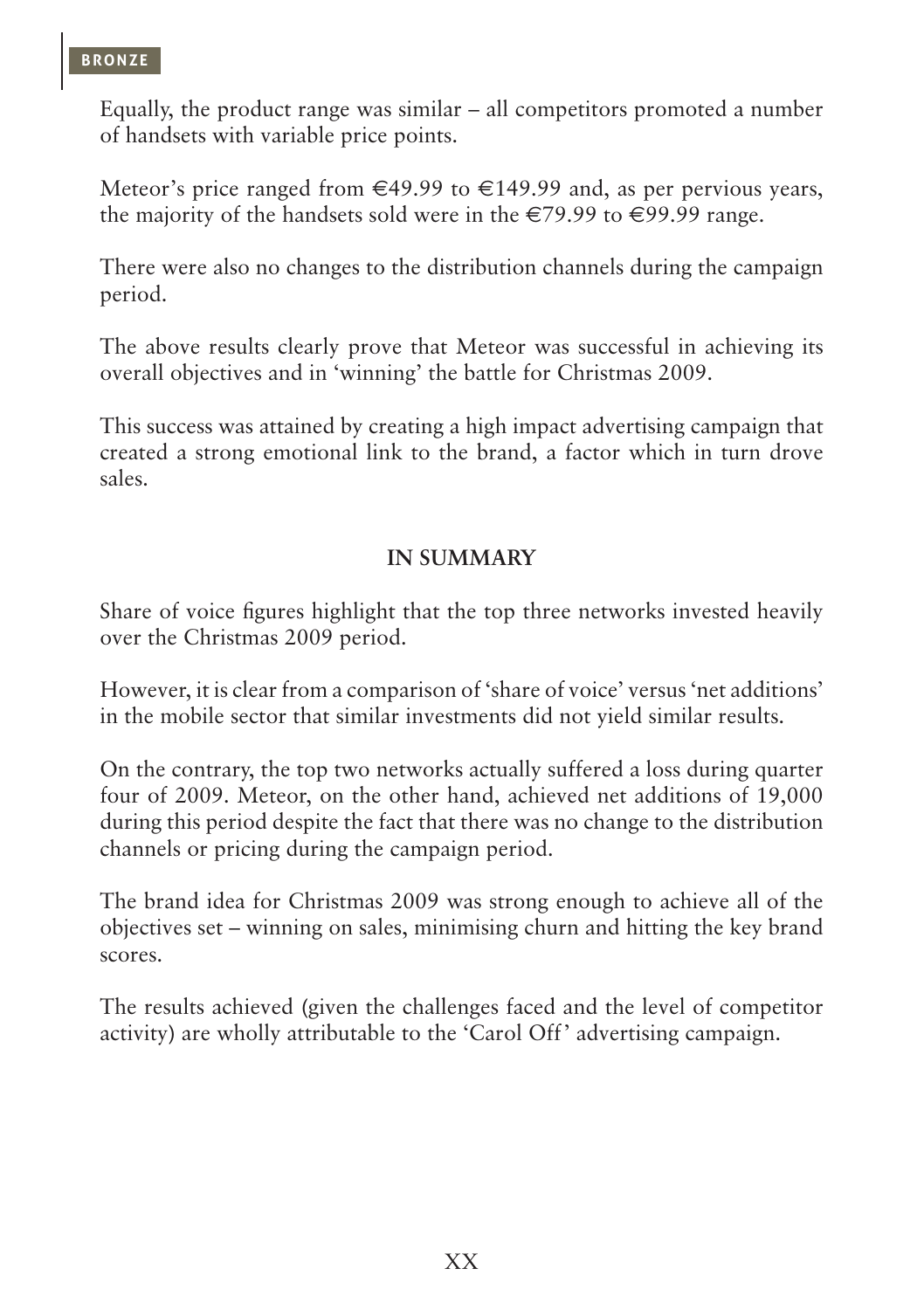Equally, the product range was similar – all competitors promoted a number of handsets with variable price points.

Meteor's price ranged from €49.99 to €149.99 and, as per pervious years, the majority of the handsets sold were in the €79.99 to €99.99 range.

There were also no changes to the distribution channels during the campaign period.

The above results clearly prove that Meteor was successful in achieving its overall objectives and in 'winning' the battle for Christmas 2009.

This success was attained by creating a high impact advertising campaign that created a strong emotional link to the brand, a factor which in turn drove sales.

## IN SUMMARY

Share of voice figures highlight that the top three networks invested heavily over the Christmas 2009 period.

However, it is clear from a comparison of 'share of voice' versus 'net additions' in the mobile sector that similar investments did not yield similar results.

On the contrary, the top two networks actually suffered a loss during quarter four of 2009. Meteor, on the other hand, achieved net additions of 19,000 during this period despite the fact that there was no change to the distribution channels or pricing during the campaign period.

The brand idea for Christmas 2009 was strong enough to achieve all of the objectives set – winning on sales, minimising churn and hitting the key brand scores.

The results achieved (given the challenges faced and the level of competitor activity) are wholly attributable to the 'Carol Off' advertising campaign.